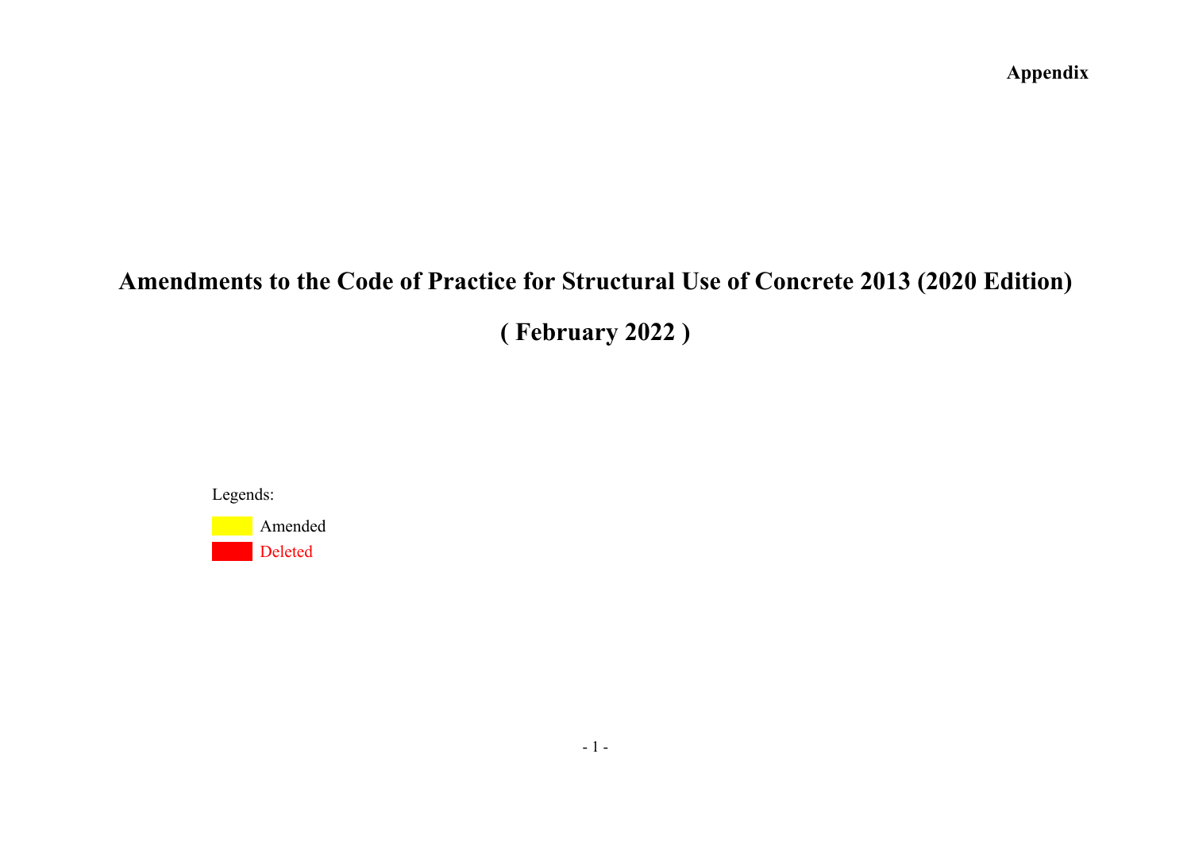**Appendix**

# Amendments to the Code of Practice for Structural Use of Concrete 2013 (2020 Edition)

## ( February 2022 )

Legends:

Amended

Deleted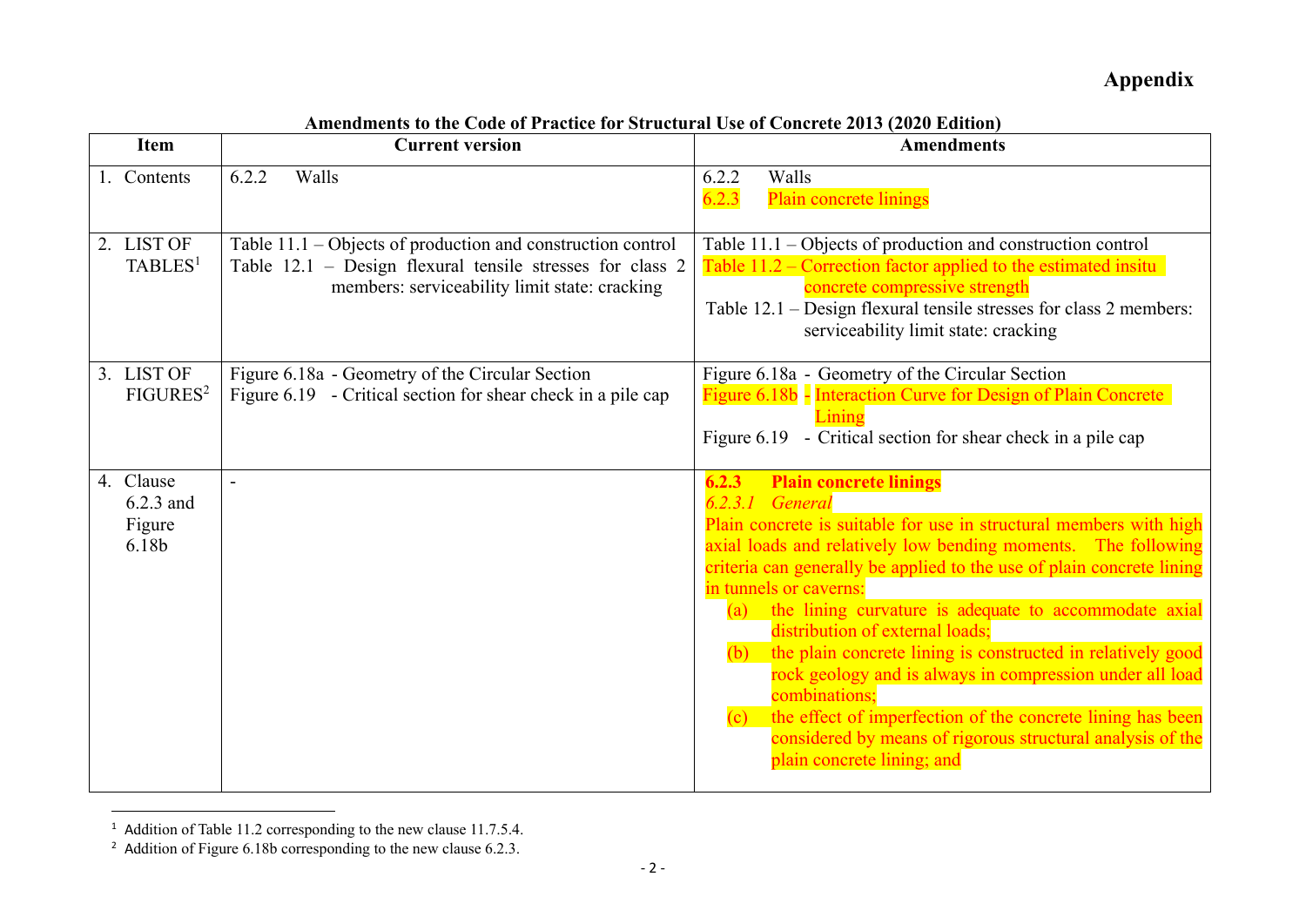# Appendix

**Amendments to the Code of Practice for Structural Use of Concrete 2013 (2020 Edition)**

| Item | Current version | Amendments |
|---|---|---|
| 1. Contents | 6.2.2 Walls | 6.2.2 Walls<br>6.2.3 Plain concrete linings |
| 2. LIST OF TABLES[1] | Table 11.1 – Objects of production and construction control<br>Table 12.1 – Design flexural tensile stresses for class 2 members: serviceability limit state: cracking | Table 11.1 – Objects of production and construction control<br>Table 11.2 – Correction factor applied to the estimated insitu concrete compressive strength<br>Table 12.1 – Design flexural tensile stresses for class 2 members: serviceability limit state: cracking |
| 3. LIST OF FIGURES[2] | Figure 6.18a - Geometry of the Circular Section<br>Figure 6.19 - Critical section for shear check in a pile cap | Figure 6.18a - Geometry of the Circular Section<br>Figure 6.18b - Interaction Curve for Design of Plain Concrete Lining<br>Figure 6.19 - Critical section for shear check in a pile cap |
| 4. Clause 6.2.3 and Figure 6.18b | - | **6.2.3 Plain concrete linings**<br>*6.2.3.1 General*<br>Plain concrete is suitable for use in structural members with high axial loads and relatively low bending moments. The following criteria can generally be applied to the use of plain concrete lining in tunnels or caverns:<br>(a) the lining curvature is adequate to accommodate axial distribution of external loads;<br>(b) the plain concrete lining is constructed in relatively good rock geology and is always in compression under all load combinations;<br>(c) the effect of imperfection of the concrete lining has been considered by means of rigorous structural analysis of the plain concrete lining; and |

[1] Addition of Table 11.2 corresponding to the new clause 11.7.5.4.

[2] Addition of Figure 6.18b corresponding to the new clause 6.2.3.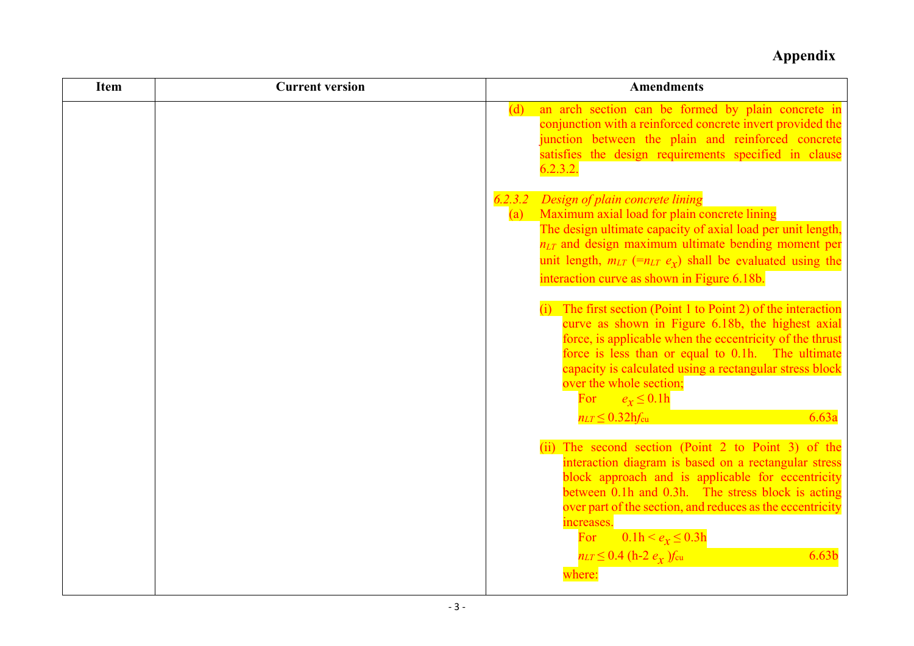# Appendix

| Item | Current version | Amendments |
|---|---|---|
| | | (d) an arch section can be formed by plain concrete in conjunction with a reinforced concrete invert provided the junction between the plain and reinforced concrete satisfies the design requirements specified in clause 6.2.3.2.<br><br>*6.2.3.2 Design of plain concrete lining*<br>(a) Maximum axial load for plain concrete lining<br>The design ultimate capacity of axial load per unit length, $n_{LT}$ and design maximum ultimate bending moment per unit length, $m_{LT}$ ($=n_{LT}\ e_x$) shall be evaluated using the interaction curve as shown in Figure 6.18b.<br><br>(i) The first section (Point 1 to Point 2) of the interaction curve as shown in Figure 6.18b, the highest axial force, is applicable when the eccentricity of the thrust force is less than or equal to 0.1h. The ultimate capacity is calculated using a rectangular stress block over the whole section;<br>For $e_x \leq 0.1\text{h}$<br>$n_{LT} \leq 0.32\text{h}f_{cu}$ 6.63a<br><br>(ii) The second section (Point 2 to Point 3) of the interaction diagram is based on a rectangular stress block approach and is applicable for eccentricity between 0.1h and 0.3h. The stress block is acting over part of the section, and reduces as the eccentricity increases.<br>For $0.1\text{h} < e_x \leq 0.3\text{h}$<br>$n_{LT} \leq 0.4\ (\text{h-}2\ e_x\ )f_{cu}$ 6.63b<br>where: |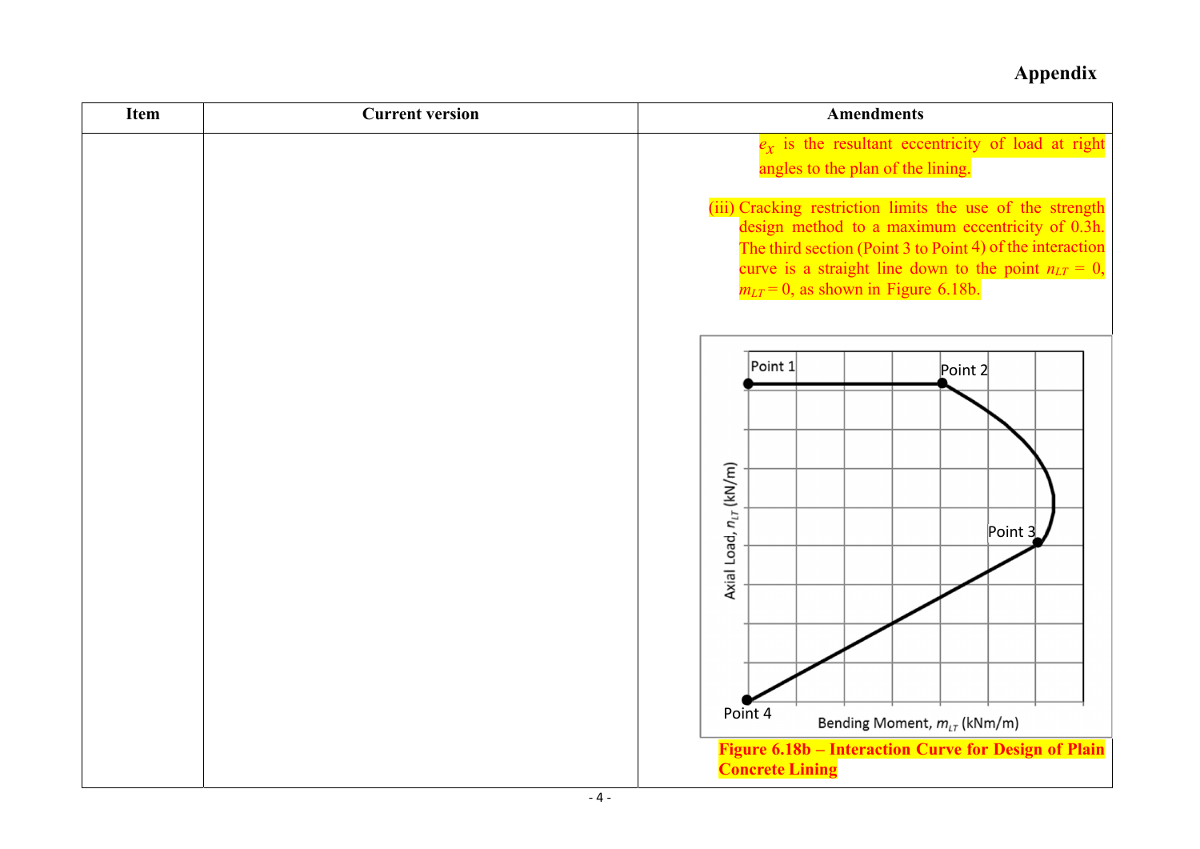# Appendix

| Item | Current version | Amendments |
|---|---|---|
| | | $e_x$ is the resultant eccentricity of load at right angles to the plan of the lining.<br><br>(iii) Cracking restriction limits the use of the strength design method to a maximum eccentricity of 0.3h. The third section (Point 3 to Point 4) of the interaction curve is a straight line down to the point $n_{LT}$ = 0, $m_{LT}$ = 0, as shown in Figure 6.18b.<br><br>**Figure 6.18b – Interaction Curve for Design of Plain Concrete Lining** |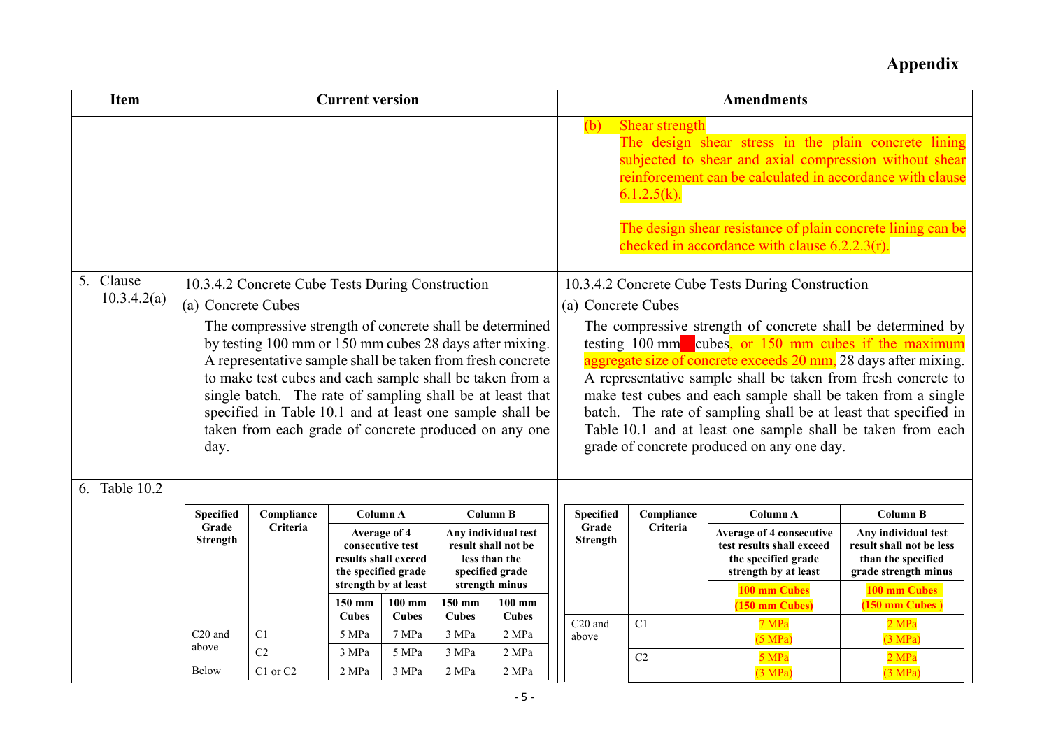# Appendix

| Item | Current version | Amendments |
|---|---|---|
| | | (b) Shear strength<br>The design shear stress in the plain concrete lining subjected to shear and axial compression without shear reinforcement can be calculated in accordance with clause 6.1.2.5(k).<br><br>The design shear resistance of plain concrete lining can be checked in accordance with clause 6.2.2.3(r). |
| 5. Clause 10.3.4.2(a) | 10.3.4.2 Concrete Cube Tests During Construction<br>(a) Concrete Cubes<br>The compressive strength of concrete shall be determined by testing 100 mm or 150 mm cubes 28 days after mixing. A representative sample shall be taken from fresh concrete to make test cubes and each sample shall be taken from a single batch. The rate of sampling shall be at least that specified in Table 10.1 and at least one sample shall be taken from each grade of concrete produced on any one day. | 10.3.4.2 Concrete Cube Tests During Construction<br>(a) Concrete Cubes<br>The compressive strength of concrete shall be determined by testing 100 mm cubes, or 150 mm cubes if the maximum aggregate size of concrete exceeds 20 mm, 28 days after mixing. A representative sample shall be taken from fresh concrete to make test cubes and each sample shall be taken from a single batch. The rate of sampling shall be at least that specified in Table 10.1 and at least one sample shall be taken from each grade of concrete produced on any one day. |
| 6. Table 10.2 | (see current table below) | (see amended table below) |

**Current version:**

| Specified Grade Strength | Compliance Criteria | Column A<br>Average of 4 consecutive test results shall exceed the specified grade strength by at least | | Column B<br>Any individual test result shall not be less than the specified grade strength minus | |
|---|---|---|---|---|---|
| | | 150 mm Cubes | 100 mm Cubes | 150 mm Cubes | 100 mm Cubes |
| C20 and above | C1 | 5 MPa | 7 MPa | 3 MPa | 2 MPa |
| | C2 | 3 MPa | 5 MPa | 3 MPa | 2 MPa |
| Below | C1 or C2 | 2 MPa | 3 MPa | 2 MPa | 2 MPa |

**Amendments:**

| Specified Grade Strength | Compliance Criteria | Column A<br>Average of 4 consecutive test results shall exceed the specified grade strength by at least | Column B<br>Any individual test result shall not be less than the specified grade strength minus |
|---|---|---|---|
| | | 100 mm Cubes<br>(150 mm Cubes) | 100 mm Cubes<br>(150 mm Cubes ) |
| C20 and above | C1 | 7 MPa<br>(5 MPa) | 2 MPa<br>(3 MPa) |
| | C2 | 5 MPa<br>(3 MPa) | 2 MPa<br>(3 MPa) |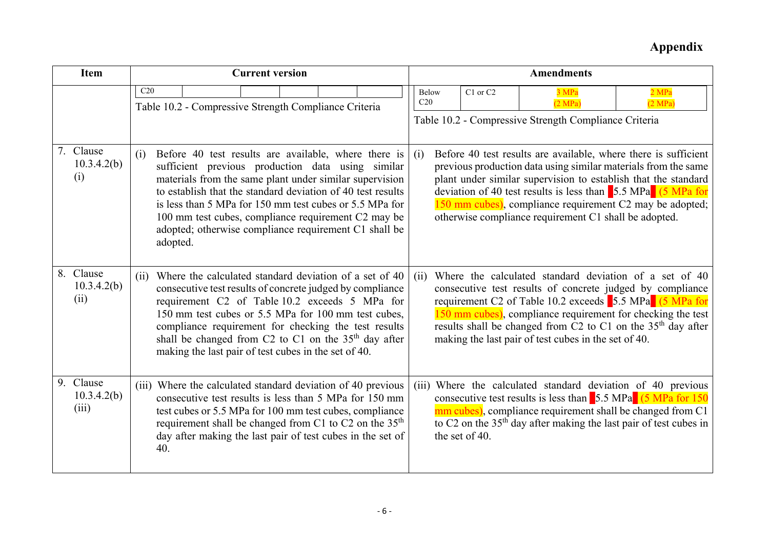**Appendix**

| Item | Current version | Amendments |
|---|---|---|
| | C20 <br> Table 10.2 - Compressive Strength Compliance Criteria | Below C20 \| C1 or C2 \| 3 MPa (2 MPa) \| 2 MPa (2 MPa) <br> Table 10.2 - Compressive Strength Compliance Criteria |
| 7. Clause 10.3.4.2(b) (i) | (i) Before 40 test results are available, where there is sufficient previous production data using similar materials from the same plant under similar supervision to establish that the standard deviation of 40 test results is less than 5 MPa for 150 mm test cubes or 5.5 MPa for 100 mm test cubes, compliance requirement C2 may be adopted; otherwise compliance requirement C1 shall be adopted. | (i) Before 40 test results are available, where there is sufficient previous production data using similar materials from the same plant under similar supervision to establish that the standard deviation of 40 test results is less than 5.5 MPa (5 MPa for 150 mm cubes), compliance requirement C2 may be adopted; otherwise compliance requirement C1 shall be adopted. |
| 8. Clause 10.3.4.2(b) (ii) | (ii) Where the calculated standard deviation of a set of 40 consecutive test results of concrete judged by compliance requirement C2 of Table 10.2 exceeds 5 MPa for 150 mm test cubes or 5.5 MPa for 100 mm test cubes, compliance requirement for checking the test results shall be changed from C2 to C1 on the 35th day after making the last pair of test cubes in the set of 40. | (ii) Where the calculated standard deviation of a set of 40 consecutive test results of concrete judged by compliance requirement C2 of Table 10.2 exceeds 5.5 MPa (5 MPa for 150 mm cubes), compliance requirement for checking the test results shall be changed from C2 to C1 on the 35th day after making the last pair of test cubes in the set of 40. |
| 9. Clause 10.3.4.2(b) (iii) | (iii) Where the calculated standard deviation of 40 previous consecutive test results is less than 5 MPa for 150 mm test cubes or 5.5 MPa for 100 mm test cubes, compliance requirement shall be changed from C1 to C2 on the 35th day after making the last pair of test cubes in the set of 40. | (iii) Where the calculated standard deviation of 40 previous consecutive test results is less than 5.5 MPa (5 MPa for 150 mm cubes), compliance requirement shall be changed from C1 to C2 on the 35th day after making the last pair of test cubes in the set of 40. |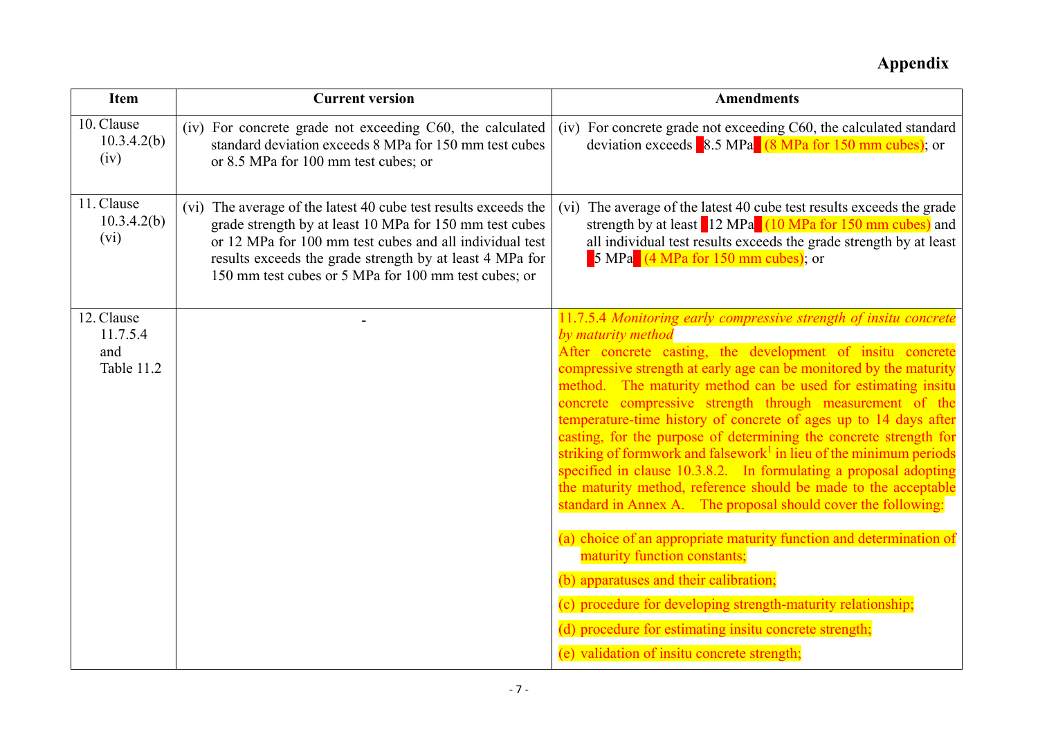## Appendix

| Item | Current version | Amendments |
|---|---|---|
| 10. Clause 10.3.4.2(b) (iv) | (iv) For concrete grade not exceeding C60, the calculated standard deviation exceeds 8 MPa for 150 mm test cubes or 8.5 MPa for 100 mm test cubes; or | (iv) For concrete grade not exceeding C60, the calculated standard deviation exceeds 8.5 MPa (8 MPa for 150 mm cubes); or |
| 11. Clause 10.3.4.2(b) (vi) | (vi) The average of the latest 40 cube test results exceeds the grade strength by at least 10 MPa for 150 mm test cubes or 12 MPa for 100 mm test cubes and all individual test results exceeds the grade strength by at least 4 MPa for 150 mm test cubes or 5 MPa for 100 mm test cubes; or | (vi) The average of the latest 40 cube test results exceeds the grade strength by at least 12 MPa (10 MPa for 150 mm cubes) and all individual test results exceeds the grade strength by at least 5 MPa (4 MPa for 150 mm cubes); or |
| 12. Clause 11.7.5.4 and Table 11.2 | - | 11.7.5.4 *Monitoring early compressive strength of insitu concrete by maturity method*<br>After concrete casting, the development of insitu concrete compressive strength at early age can be monitored by the maturity method. The maturity method can be used for estimating insitu concrete compressive strength through measurement of the temperature-time history of concrete of ages up to 14 days after casting, for the purpose of determining the concrete strength for striking of formwork and falsework[1] in lieu of the minimum periods specified in clause 10.3.8.2. In formulating a proposal adopting the maturity method, reference should be made to the acceptable standard in Annex A. The proposal should cover the following:<br>(a) choice of an appropriate maturity function and determination of maturity function constants;<br>(b) apparatuses and their calibration;<br>(c) procedure for developing strength-maturity relationship;<br>(d) procedure for estimating insitu concrete strength;<br>(e) validation of insitu concrete strength; |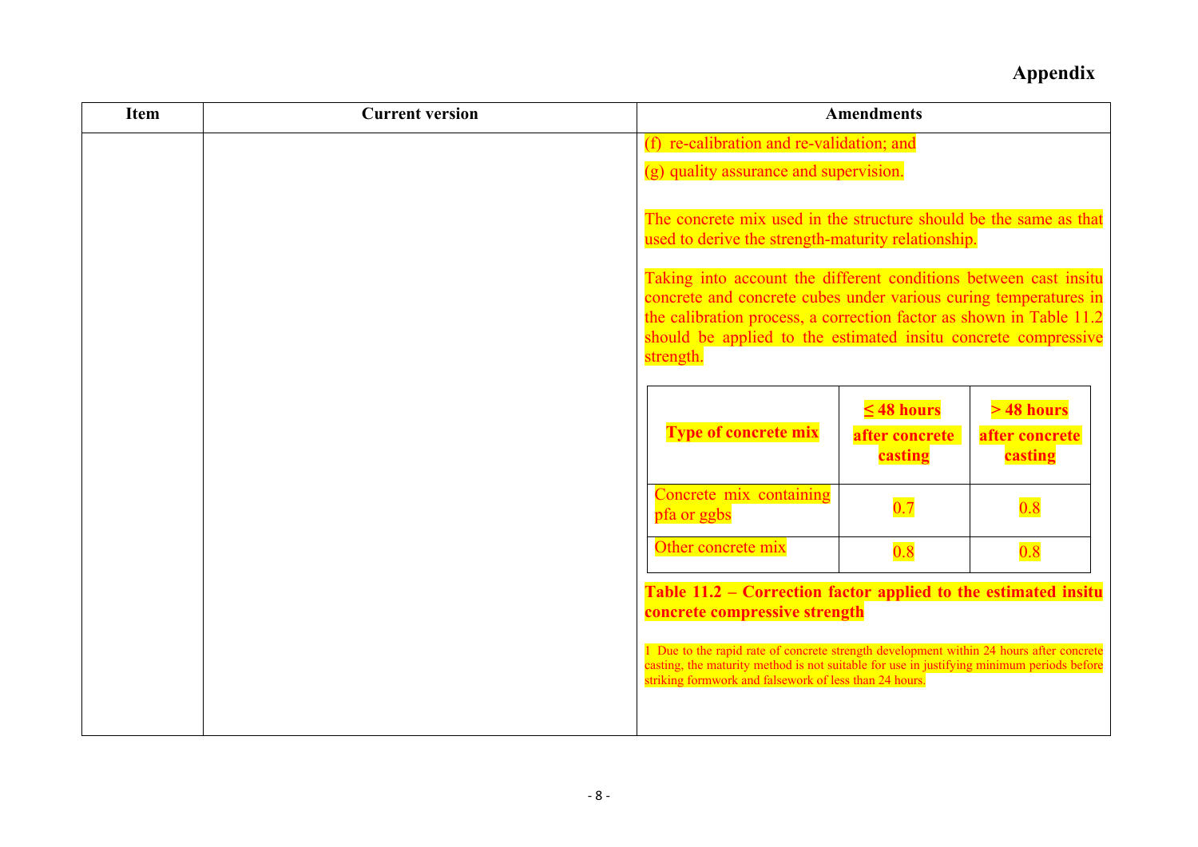# Appendix

| Item | Current version | Amendments |
|---|---|---|
| | | (f) re-calibration and re-validation; and<br><br>(g) quality assurance and supervision.<br><br>The concrete mix used in the structure should be the same as that used to derive the strength-maturity relationship.<br><br>Taking into account the different conditions between cast insitu concrete and concrete cubes under various curing temperatures in the calibration process, a correction factor as shown in Table 11.2 should be applied to the estimated insitu concrete compressive strength. |

| Type of concrete mix | ≤ 48 hours after concrete casting | > 48 hours after concrete casting |
|---|---|---|
| Concrete mix containing pfa or ggbs | 0.7 | 0.8 |
| Other concrete mix | 0.8 | 0.8 |

**Table 11.2 – Correction factor applied to the estimated insitu concrete compressive strength**

1 Due to the rapid rate of concrete strength development within 24 hours after concrete casting, the maturity method is not suitable for use in justifying minimum periods before striking formwork and falsework of less than 24 hours.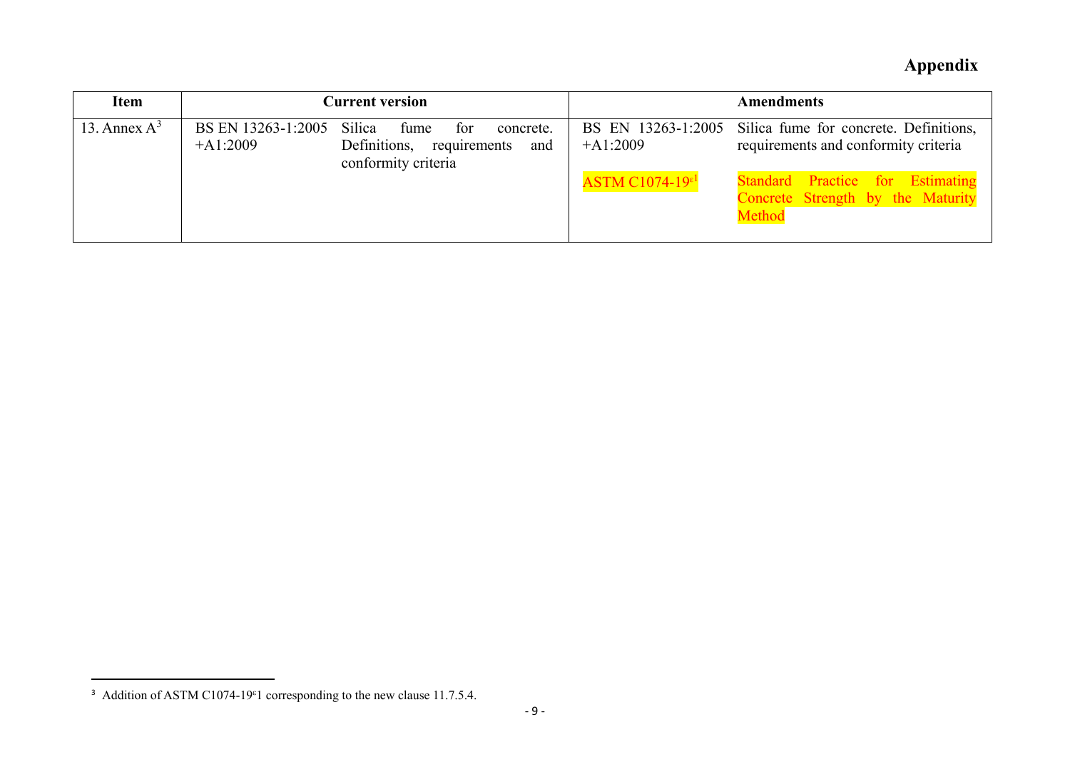# Appendix

| Item | Current version | | Amendments | |
|---|---|---|---|---|
| 13. Annex A[3] | BS EN 13263-1:2005 +A1:2009 | Silica fume for concrete. Definitions, requirements and conformity criteria | BS EN 13263-1:2005 +A1:2009 | Silica fume for concrete. Definitions, requirements and conformity criteria |
| | | | ASTM C1074-19$^{\varepsilon 1}$ | Standard Practice for Estimating Concrete Strength by the Maturity Method |

[3] Addition of ASTM C1074-19$^{\varepsilon}$1 corresponding to the new clause 11.7.5.4.